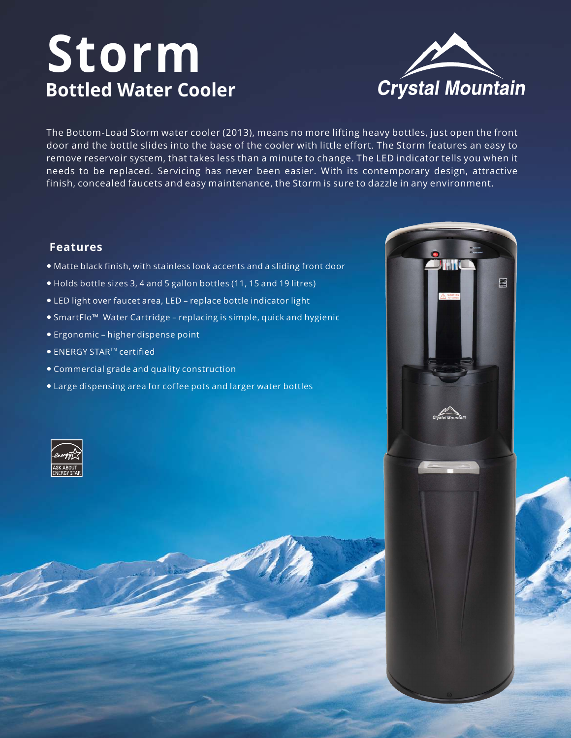# Storm

## Bottled Water Cooler

Crystal Mountain

The Bottom-Load Storm water cooler (2013), means no more lifting heavy bottles, just open the front door and the bottle slides into the base of the cooler with little effort. The Storm features an easy to remove reservoir system, that takes less than a minute to change. The LED indicator tells you when it needs to be replaced. Servicing has never been easier. With its contemporary design, attractive finish, concealed faucets and easy maintenance, the Storm is sure to dazzle in any environment.

### Features

- Matte black finish, with stainless look accents and a sliding front door
- Holds bottle sizes 3, 4 and 5 gallon bottles (11, 15 and 19 litres)
- LED light over faucet area, LED – replace bottle indicator light
- SmartFlo™ Water Cartridge – replacing is simple, quick and hygienic
- Ergonomic – higher dispense point
- ENERGY STAR™ certified
- Commercial grade and quality construction
- Large dispensing area for coffee pots and larger water bottles

ASK ABOUT ENERGY STAR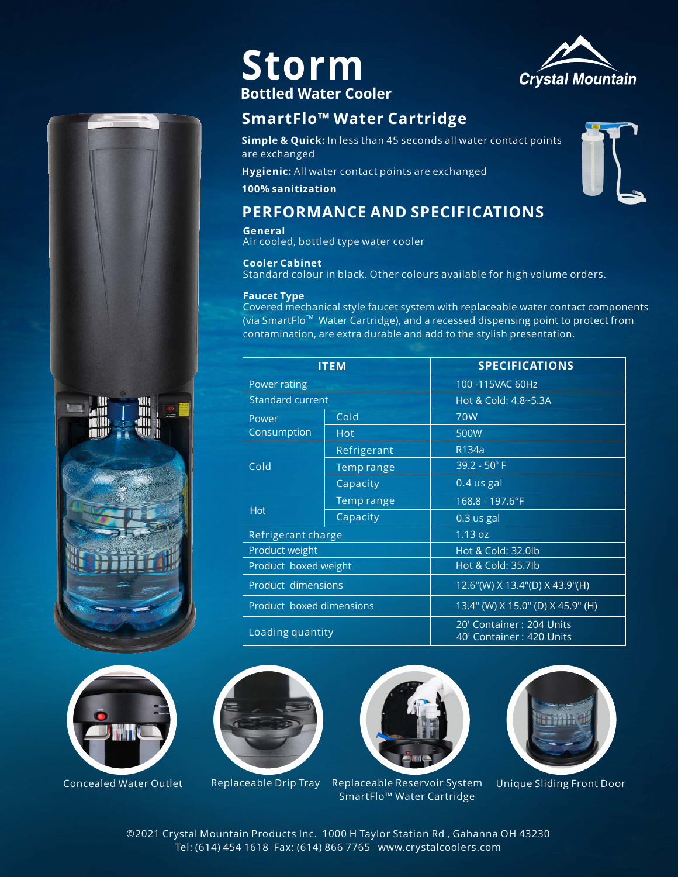# Storm

**Bottled Water Cooler**

Crystal Mountain

## SmartFlo™ Water Cartridge

**Simple & Quick:** In less than 45 seconds all water contact points are exchanged

**Hygienic:** All water contact points are exchanged

**100% sanitization**

## PERFORMANCE AND SPECIFICATIONS

**General**
Air cooled, bottled type water cooler

**Cooler Cabinet**
Standard colour in black. Other colours available for high volume orders.

**Faucet Type**
Covered mechanical style faucet system with replaceable water contact components (via SmartFlo™ Water Cartridge), and a recessed dispensing point to protect from contamination, are extra durable and add to the stylish presentation.

| ITEM | | SPECIFICATIONS |
|---|---|---|
| Power rating | | 100 -115VAC 60Hz |
| Standard current | | Hot & Cold: 4.8~5.3A |
| Power Consumption | Cold | 70W |
| | Hot | 500W |
| Cold | Refrigerant | R134a |
| | Temp range | 39.2 - 50° F |
| | Capacity | 0.4 us gal |
| Hot | Temp range | 168.8 - 197.6°F |
| | Capacity | 0.3 us gal |
| Refrigerant charge | | 1.13 oz |
| Product weight | | Hot & Cold: 32.0lb |
| Product boxed weight | | Hot & Cold: 35.7lb |
| Product dimensions | | 12.6"(W) X 13.4"(D) X 43.9"(H) |
| Product boxed dimensions | | 13.4" (W) X 15.0" (D) X 45.9" (H) |
| Loading quantity | | 20' Container : 204 Units<br>40' Container : 420 Units |

Concealed Water Outlet

Replaceable Drip Tray

Replaceable Reservoir System SmartFlo™ Water Cartridge

Unique Sliding Front Door

©2021 Crystal Mountain Products Inc. 1000 H Taylor Station Rd , Gahanna OH 43230
Tel: (614) 454 1618 Fax: (614) 866 7765 www.crystalcoolers.com